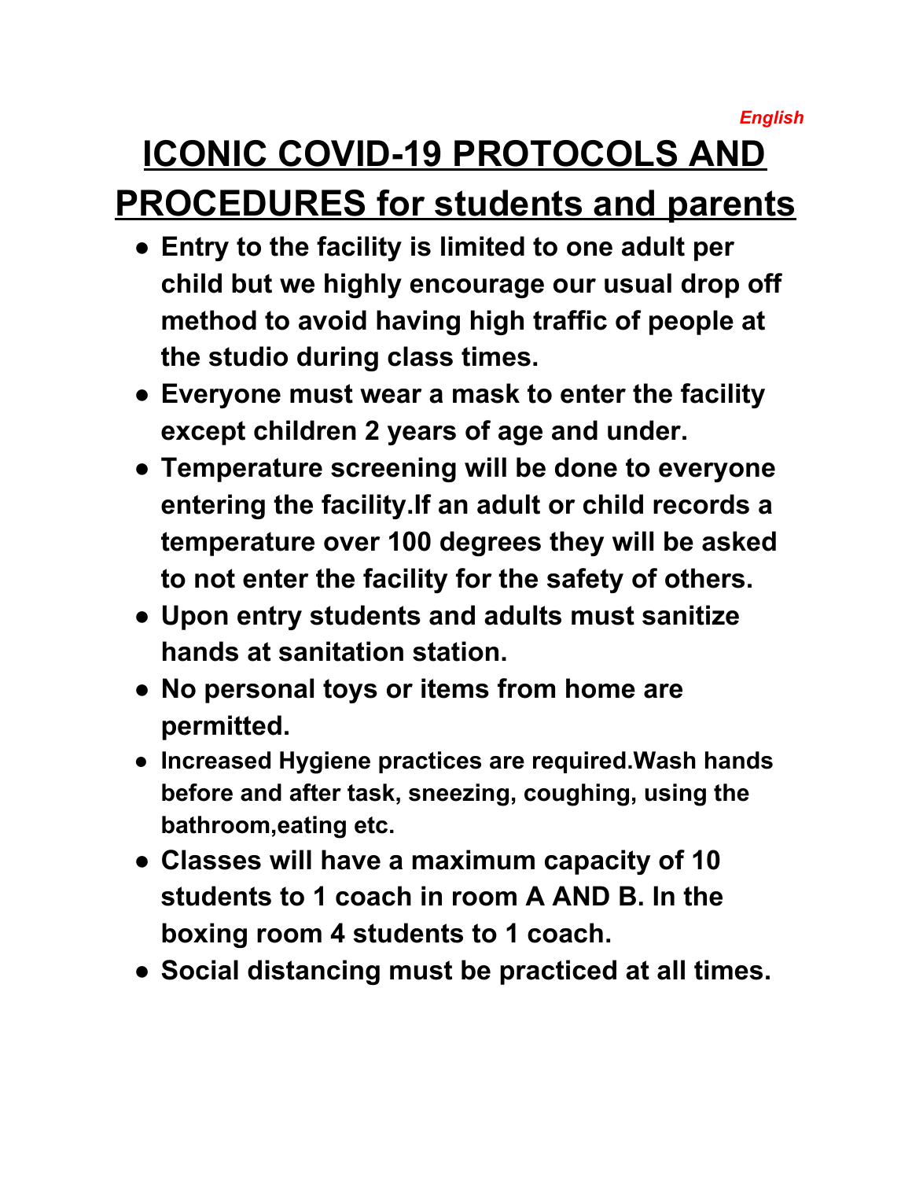*English*

# ICONIC COVID-19 PROTOCOLS AND PROCEDURES for students and parents

- **Entry to the facility is limited to one adult per child but we highly encourage our usual drop off method to avoid having high traffic of people at the studio during class times.**
- **Everyone must wear a mask to enter the facility except children 2 years of age and under.**
- **Temperature screening will be done to everyone entering the facility.If an adult or child records a temperature over 100 degrees they will be asked to not enter the facility for the safety of others.**
- **Upon entry students and adults must sanitize hands at sanitation station.**
- **No personal toys or items from home are permitted.**
- **Increased Hygiene practices are required.Wash hands before and after task, sneezing, coughing, using the bathroom,eating etc.**
- **Classes will have a maximum capacity of 10 students to 1 coach in room A AND B. In the boxing room 4 students to 1 coach.**
- **Social distancing must be practiced at all times.**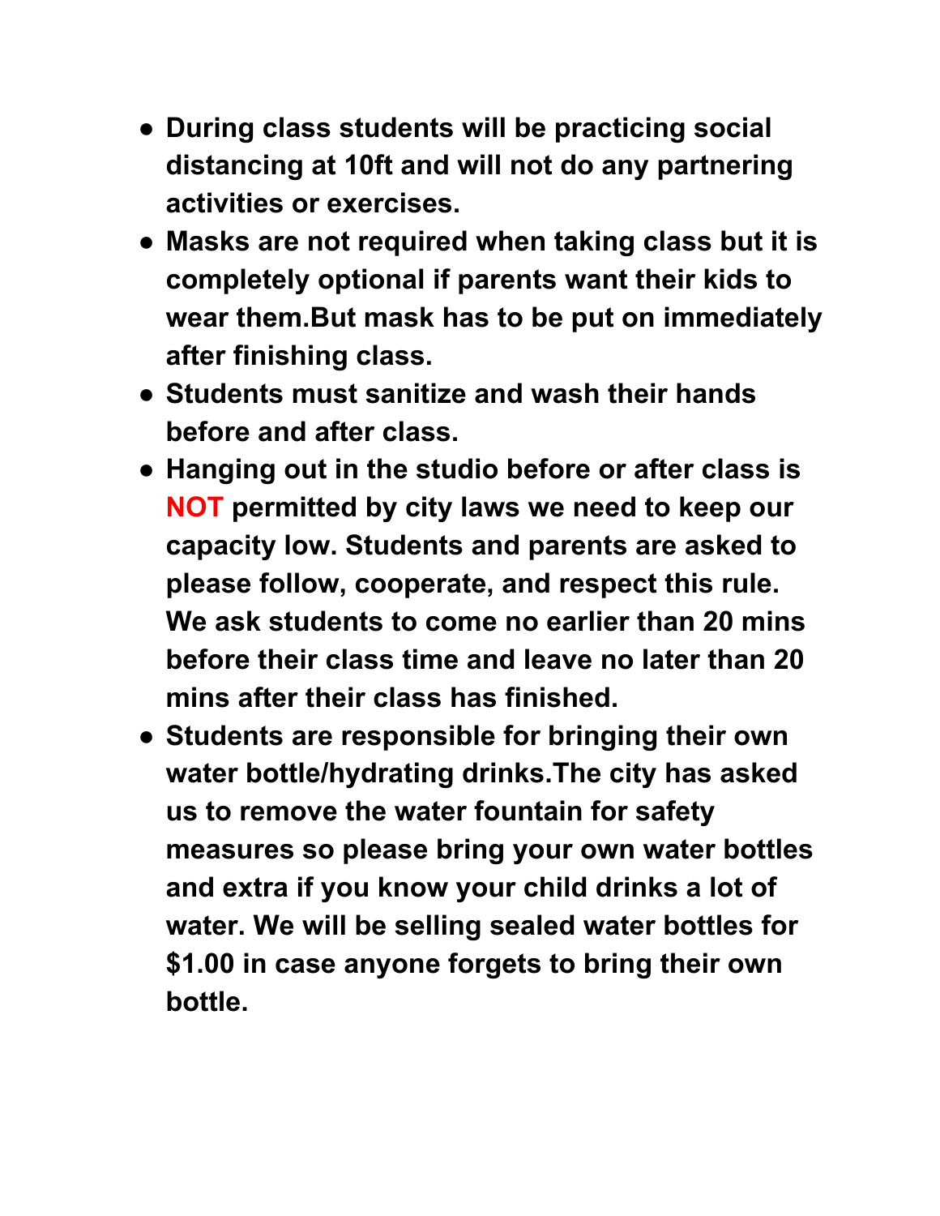- **During class students will be practicing social distancing at 10ft and will not do any partnering activities or exercises.**
- **Masks are not required when taking class but it is completely optional if parents want their kids to wear them.But mask has to be put on immediately after finishing class.**
- **Students must sanitize and wash their hands before and after class.**
- **Hanging out in the studio before or after class is NOT permitted by city laws we need to keep our capacity low. Students and parents are asked to please follow, cooperate, and respect this rule. We ask students to come no earlier than 20 mins before their class time and leave no later than 20 mins after their class has finished.**
- **Students are responsible for bringing their own water bottle/hydrating drinks.The city has asked us to remove the water fountain for safety measures so please bring your own water bottles and extra if you know your child drinks a lot of water. We will be selling sealed water bottles for $1.00 in case anyone forgets to bring their own bottle.**